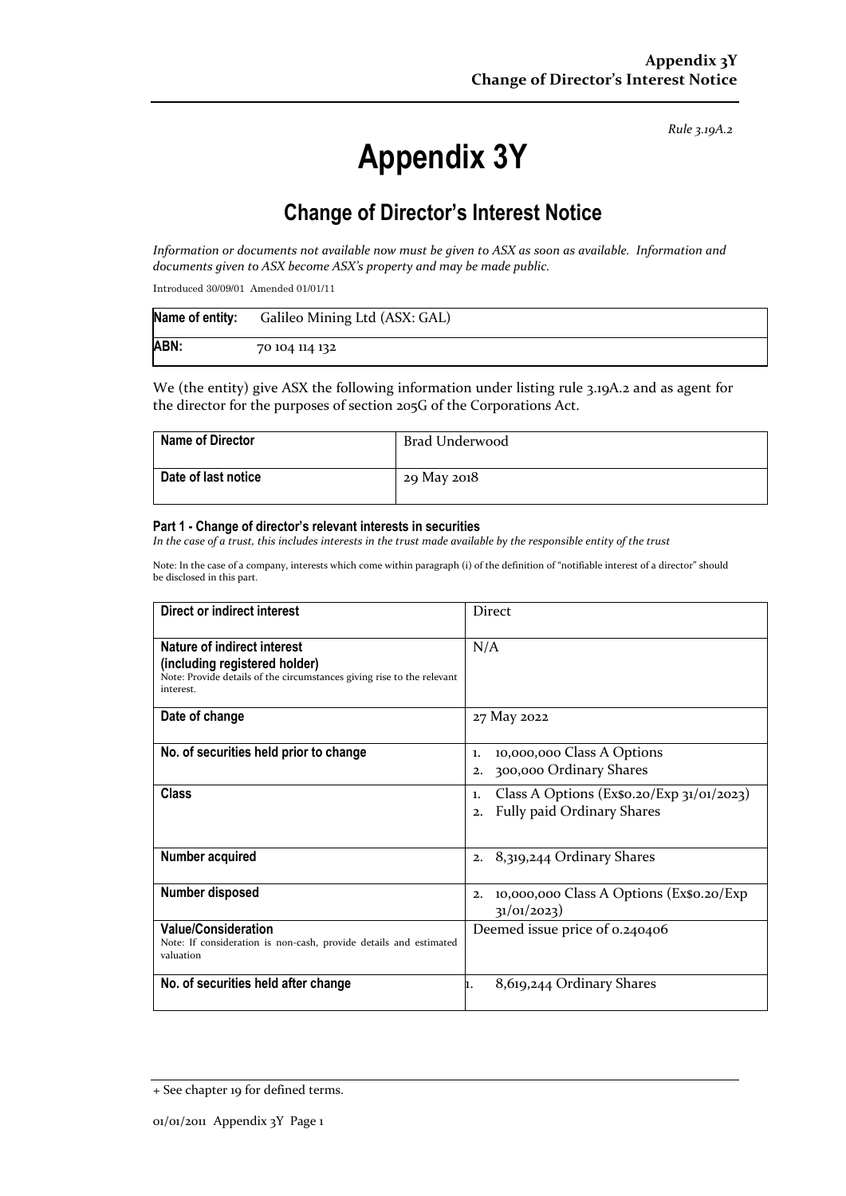*Rule 3.19A.2*

# Appendix 3Y

## Change of Director's Interest Notice

*Information or documents not available now must be given to ASX as soon as available. Information and documents given to ASX become ASX's property and may be made public.*

Introduced 30/09/01 Amended 01/01/11

| **Name of entity:** | Galileo Mining Ltd (ASX: GAL) |
|---|---|
| **ABN:** | 70 104 114 132 |

We (the entity) give ASX the following information under listing rule 3.19A.2 and as agent for the director for the purposes of section 205G of the Corporations Act.

| **Name of Director** | Brad Underwood |
|---|---|
| **Date of last notice** | 29 May 2018 |

#### Part 1 - Change of director's relevant interests in securities

*In the case of a trust, this includes interests in the trust made available by the responsible entity of the trust*

Note: In the case of a company, interests which come within paragraph (i) of the definition of "notifiable interest of a director" should be disclosed in this part.

| **Direct or indirect interest** | Direct |
|---|---|
| **Nature of indirect interest (including registered holder)**<br>Note: Provide details of the circumstances giving rise to the relevant interest. | N/A |
| **Date of change** | 27 May 2022 |
| **No. of securities held prior to change** | 1. 10,000,000 Class A Options<br>2. 300,000 Ordinary Shares |
| **Class** | 1. Class A Options (Ex$0.20/Exp 31/01/2023)<br>2. Fully paid Ordinary Shares |
| **Number acquired** | 2. 8,319,244 Ordinary Shares |
| **Number disposed** | 2. 10,000,000 Class A Options (Ex$0.20/Exp 31/01/2023) |
| **Value/Consideration**<br>Note: If consideration is non-cash, provide details and estimated valuation | Deemed issue price of 0.240406 |
| **No. of securities held after change** | 1. 8,619,244 Ordinary Shares |

+ See chapter 19 for defined terms.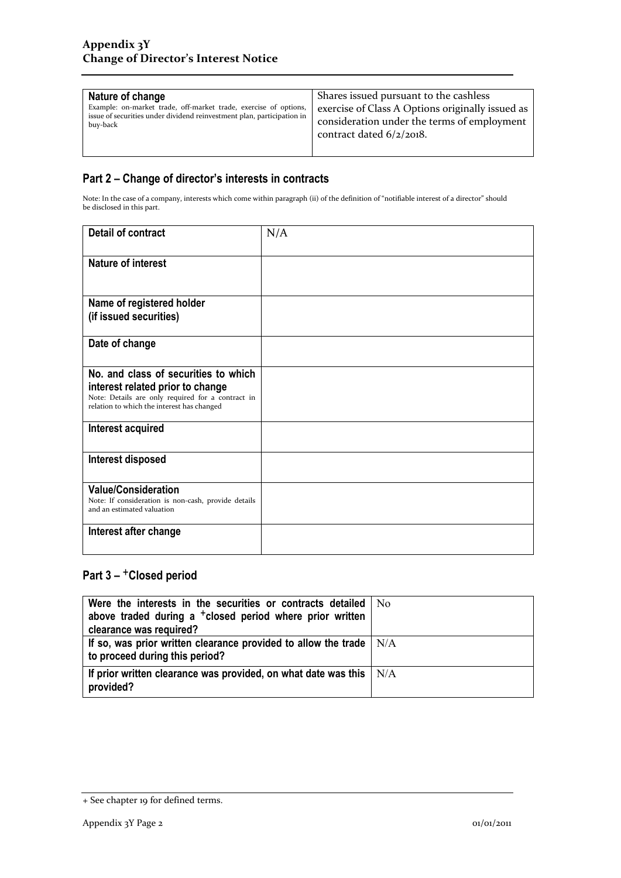| Nature of change<br>Example: on-market trade, off-market trade, exercise of options, issue of securities under dividend reinvestment plan, participation in buy-back | Shares issued pursuant to the cashless exercise of Class A Options originally issued as consideration under the terms of employment contract dated 6/2/2018. |
|---|---|

## Part 2 – Change of director's interests in contracts

Note: In the case of a company, interests which come within paragraph (ii) of the definition of "notifiable interest of a director" should be disclosed in this part.

| **Detail of contract** | N/A |
|---|---|
| **Nature of interest** | |
| **Name of registered holder (if issued securities)** | |
| **Date of change** | |
| **No. and class of securities to which interest related prior to change**<br>Note: Details are only required for a contract in relation to which the interest has changed | |
| **Interest acquired** | |
| **Interest disposed** | |
| **Value/Consideration**<br>Note: If consideration is non-cash, provide details and an estimated valuation | |
| **Interest after change** | |

## Part 3 – +Closed period

| **Were the interests in the securities or contracts detailed above traded during a +closed period where prior written clearance was required?** | No |
|---|---|
| **If so, was prior written clearance provided to allow the trade to proceed during this period?** | N/A |
| **If prior written clearance was provided, on what date was this provided?** | N/A |

+ See chapter 19 for defined terms.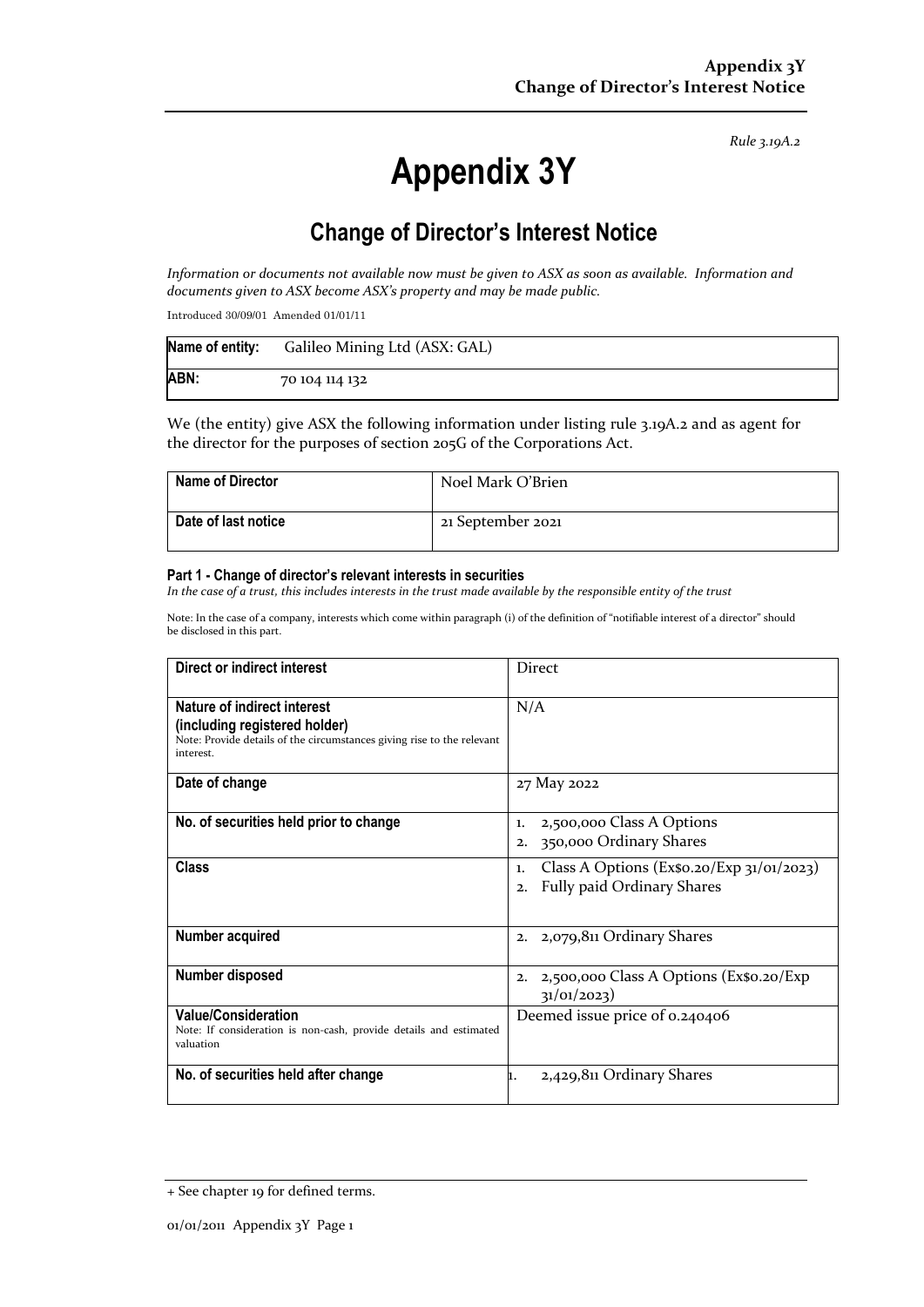*Rule 3.19A.2*

# Appendix 3Y

## Change of Director's Interest Notice

*Information or documents not available now must be given to ASX as soon as available. Information and documents given to ASX become ASX's property and may be made public.*

Introduced 30/09/01 Amended 01/01/11

| **Name of entity:** | Galileo Mining Ltd (ASX: GAL) |
|---|---|
| **ABN:** | 70 104 114 132 |

We (the entity) give ASX the following information under listing rule 3.19A.2 and as agent for the director for the purposes of section 205G of the Corporations Act.

| **Name of Director** | Noel Mark O'Brien |
|---|---|
| **Date of last notice** | 21 September 2021 |

#### Part 1 - Change of director's relevant interests in securities

*In the case of a trust, this includes interests in the trust made available by the responsible entity of the trust*

Note: In the case of a company, interests which come within paragraph (i) of the definition of "notifiable interest of a director" should be disclosed in this part.

| | |
|---|---|
| **Direct or indirect interest** | Direct |
| **Nature of indirect interest (including registered holder)** Note: Provide details of the circumstances giving rise to the relevant interest. | N/A |
| **Date of change** | 27 May 2022 |
| **No. of securities held prior to change** | 1. 2,500,000 Class A Options<br>2. 350,000 Ordinary Shares |
| **Class** | 1. Class A Options (Ex$0.20/Exp 31/01/2023)<br>2. Fully paid Ordinary Shares |
| **Number acquired** | 2. 2,079,811 Ordinary Shares |
| **Number disposed** | 2. 2,500,000 Class A Options (Ex$0.20/Exp 31/01/2023) |
| **Value/Consideration** Note: If consideration is non-cash, provide details and estimated valuation | Deemed issue price of 0.240406 |
| **No. of securities held after change** | 1. 2,429,811 Ordinary Shares |

+ See chapter 19 for defined terms.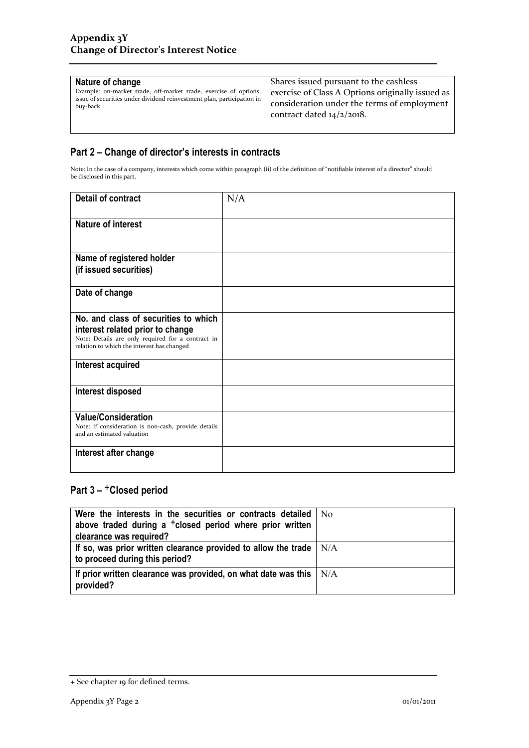| | |
|---|---|
| **Nature of change**<br>Example: on-market trade, off-market trade, exercise of options, issue of securities under dividend reinvestment plan, participation in buy-back | Shares issued pursuant to the cashless exercise of Class A Options originally issued as consideration under the terms of employment contract dated 14/2/2018. |

## Part 2 – Change of director's interests in contracts

Note: In the case of a company, interests which come within paragraph (ii) of the definition of "notifiable interest of a director" should be disclosed in this part.

| | |
|---|---|
| **Detail of contract** | N/A |
| **Nature of interest** | |
| **Name of registered holder (if issued securities)** | |
| **Date of change** | |
| **No. and class of securities to which interest related prior to change**<br>Note: Details are only required for a contract in relation to which the interest has changed | |
| **Interest acquired** | |
| **Interest disposed** | |
| **Value/Consideration**<br>Note: If consideration is non-cash, provide details and an estimated valuation | |
| **Interest after change** | |

## Part 3 – +Closed period

| | |
|---|---|
| **Were the interests in the securities or contracts detailed above traded during a +closed period where prior written clearance was required?** | No |
| **If so, was prior written clearance provided to allow the trade to proceed during this period?** | N/A |
| **If prior written clearance was provided, on what date was this provided?** | N/A |

+ See chapter 19 for defined terms.